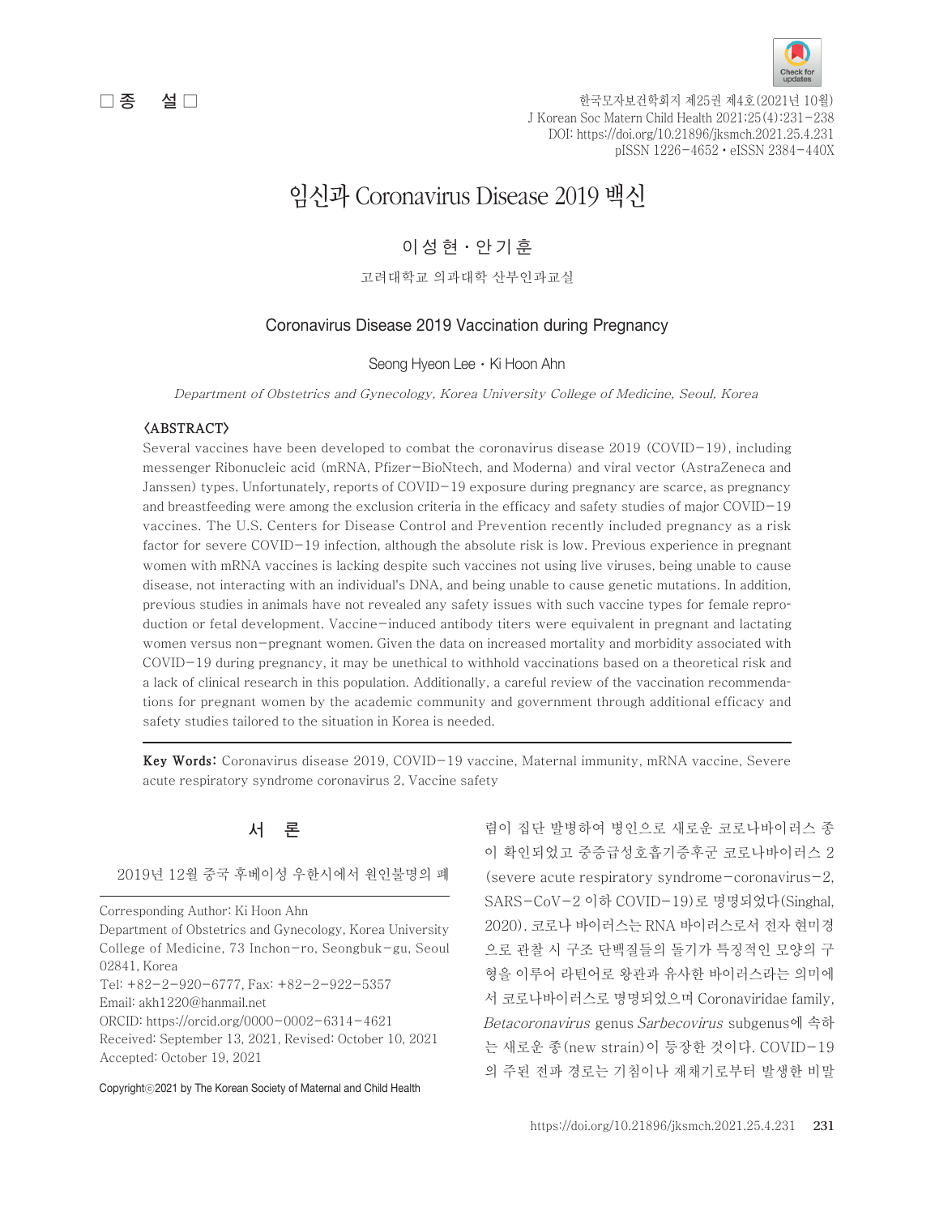□ 종 설 □

# 임신과 Coronavirus Disease 2019 백신

이성현 · 안기훈

고려대학교 의과대학 산부인과교실

## Coronavirus Disease 2019 Vaccination during Pregnancy

Seong Hyeon Lee · Ki Hoon Ahn

*Department of Obstetrics and Gynecology, Korea University College of Medicine, Seoul, Korea*

**〈ABSTRACT〉**

Several vaccines have been developed to combat the coronavirus disease 2019 (COVID−19), including messenger Ribonucleic acid (mRNA, Pfizer−BioNtech, and Moderna) and viral vector (AstraZeneca and Janssen) types. Unfortunately, reports of COVID−19 exposure during pregnancy are scarce, as pregnancy and breastfeeding were among the exclusion criteria in the efficacy and safety studies of major COVID−19 vaccines. The U.S. Centers for Disease Control and Prevention recently included pregnancy as a risk factor for severe COVID−19 infection, although the absolute risk is low. Previous experience in pregnant women with mRNA vaccines is lacking despite such vaccines not using live viruses, being unable to cause disease, not interacting with an individual's DNA, and being unable to cause genetic mutations. In addition, previous studies in animals have not revealed any safety issues with such vaccine types for female reproduction or fetal development. Vaccine−induced antibody titers were equivalent in pregnant and lactating women versus non−pregnant women. Given the data on increased mortality and morbidity associated with COVID−19 during pregnancy, it may be unethical to withhold vaccinations based on a theoretical risk and a lack of clinical research in this population. Additionally, a careful review of the vaccination recommendations for pregnant women by the academic community and government through additional efficacy and safety studies tailored to the situation in Korea is needed.

**Key Words:** Coronavirus disease 2019, COVID−19 vaccine, Maternal immunity, mRNA vaccine, Severe acute respiratory syndrome coronavirus 2, Vaccine safety

## 서 론

2019년 12월 중국 후베이성 우한시에서 원인불명의 폐렴이 집단 발병하여 병인으로 새로운 코로나바이러스 종이 확인되었고 중증급성호흡기증후군 코로나바이러스 2 (severe acute respiratory syndrome−coronavirus−2, SARS−CoV−2 이하 COVID−19)로 명명되었다(Singhal, 2020). 코로나 바이러스는 RNA 바이러스로서 전자 현미경으로 관찰 시 구조 단백질들의 돌기가 특징적인 모양의 구형을 이루어 라틴어로 왕관과 유사한 바이러스라는 의미에서 코로나바이러스로 명명되었으며 Coronaviridae family, *Betacoronavirus* genus *Sarbecovirus* subgenus에 속하는 새로운 종(new strain)이 등장한 것이다. COVID−19의 주된 전파 경로는 기침이나 재채기로부터 발생한 비말

Corresponding Author: Ki Hoon Ahn
Department of Obstetrics and Gynecology, Korea University College of Medicine, 73 Inchon−ro, Seongbuk−gu, Seoul 02841, Korea
Tel: +82−2−920−6777, Fax: +82−2−922−5357
Email: akh1220@hanmail.net
ORCID: https://orcid.org/0000−0002−6314−4621
Received: September 13, 2021, Revised: October 10, 2021
Accepted: October 19, 2021

Copyrightⓒ2021 by The Korean Society of Maternal and Child Health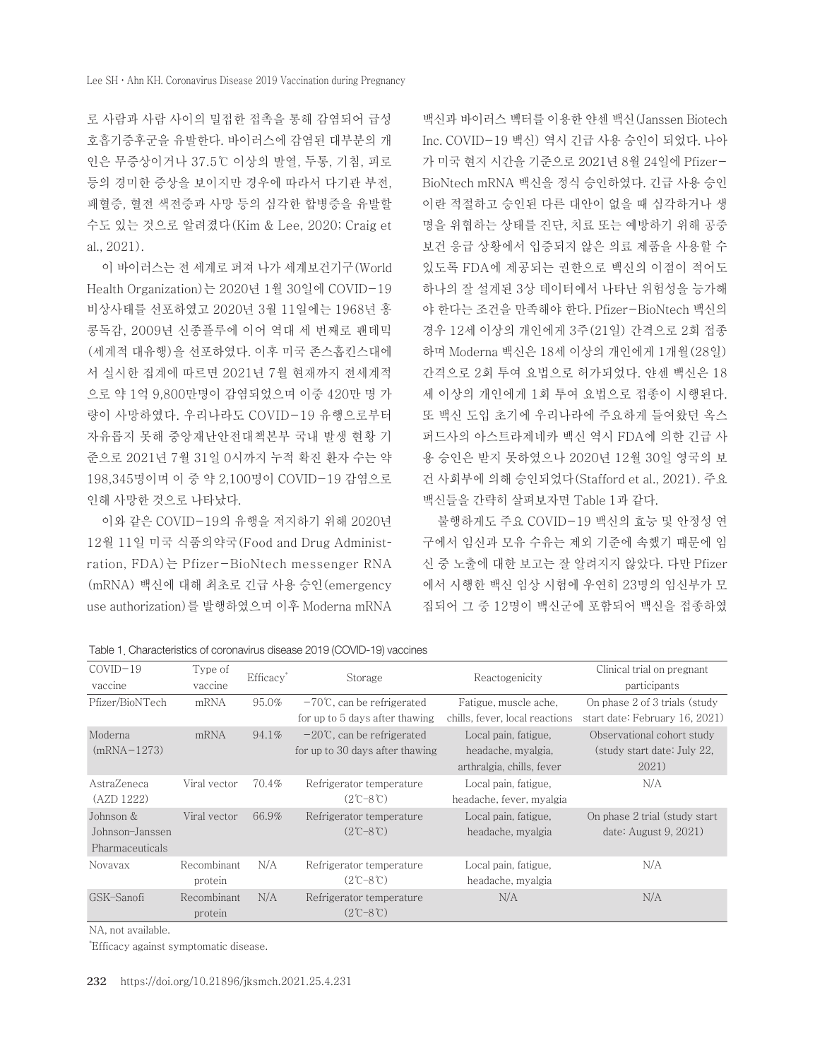로 사람과 사람 사이의 밀접한 접촉을 통해 감염되어 급성 호흡기증후군을 유발한다. 바이러스에 감염된 대부분의 개인은 무증상이거나 37.5℃ 이상의 발열, 두통, 기침, 피로 등의 경미한 증상을 보이지만 경우에 따라서 다기관 부전, 패혈증, 혈전 색전증과 사망 등의 심각한 합병증을 유발할 수도 있는 것으로 알려졌다(Kim & Lee, 2020; Craig et al., 2021).

이 바이러스는 전 세계로 퍼져 나가 세계보건기구(World Health Organization)는 2020년 1월 30일에 COVID-19 비상사태를 선포하였고 2020년 3월 11일에는 1968년 홍콩독감, 2009년 신종플루에 이어 역대 세 번째로 팬데믹(세계적 대유행)을 선포하였다. 이후 미국 존스홉킨스대에서 실시한 집계에 따르면 2021년 7월 현재까지 전세계적으로 약 1억 9,800만명이 감염되었으며 이중 420만 명 가량이 사망하였다. 우리나라도 COVID-19 유행으로부터 자유롭지 못해 중앙재난안전대책본부 국내 발생 현황 기준으로 2021년 7월 31일 0시까지 누적 확진 환자 수는 약 198,345명이며 이 중 약 2,100명이 COVID-19 감염으로 인해 사망한 것으로 나타났다.

이와 같은 COVID-19의 유행을 저지하기 위해 2020년 12월 11일 미국 식품의약국(Food and Drug Administration, FDA)는 Pfizer-BioNtech messenger RNA (mRNA) 백신에 대해 최초로 긴급 사용 승인(emergency use authorization)를 발행하였으며 이후 Moderna mRNA 백신과 바이러스 벡터를 이용한 얀센 백신(Janssen Biotech Inc. COVID-19 백신) 역시 긴급 사용 승인이 되었다. 나아가 미국 현지 시간을 기준으로 2021년 8월 24일에 Pfizer-BioNtech mRNA 백신을 정식 승인하였다. 긴급 사용 승인이란 적절하고 승인된 다른 대안이 없을 때 심각하거나 생명을 위협하는 상태를 진단, 치료 또는 예방하기 위해 공중보건 응급 상황에서 입증되지 않은 의료 제품을 사용할 수 있도록 FDA에 제공되는 권한으로 백신의 이점이 적어도 하나의 잘 설계된 3상 데이터에서 나타난 위험성을 능가해야 한다는 조건을 만족해야 한다. Pfizer-BioNtech 백신의 경우 12세 이상의 개인에게 3주(21일) 간격으로 2회 접종하며 Moderna 백신은 18세 이상의 개인에게 1개월(28일) 간격으로 2회 투여 요법으로 허가되었다. 얀센 백신은 18세 이상의 개인에게 1회 투여 요법으로 접종이 시행된다. 또 백신 도입 초기에 우리나라에 주요하게 들여왔던 옥스퍼드사의 아스트라제네카 백신 역시 FDA에 의한 긴급 사용 승인은 받지 못하였으나 2020년 12월 30일 영국의 보건 사회부에 의해 승인되었다(Stafford et al., 2021). 주요 백신들을 간략히 살펴보자면 Table 1과 같다.

불행하게도 주요 COVID-19 백신의 효능 및 안정성 연구에서 임신과 모유 수유는 제외 기준에 속했기 때문에 임신 중 노출에 대한 보고는 잘 알려지지 않았다. 다만 Pfizer에서 시행한 백신 임상 시험에 우연히 23명의 임신부가 모집되어 그 중 12명이 백신군에 포함되어 백신을 접종하였

Table 1. Characteristics of coronavirus disease 2019 (COVID-19) vaccines

| COVID-19 vaccine | Type of vaccine | Efficacy* | Storage | Reactogenicity | Clinical trial on pregnant participants |
|---|---|---|---|---|---|
| Pfizer/BioNTech | mRNA | 95.0% | −70℃, can be refrigerated for up to 5 days after thawing | Fatigue, muscle ache, chills, fever, local reactions | On phase 2 of 3 trials (study start date: February 16, 2021) |
| Moderna (mRNA-1273) | mRNA | 94.1% | −20℃, can be refrigerated for up to 30 days after thawing | Local pain, fatigue, headache, myalgia, arthralgia, chills, fever | Observational cohort study (study start date: July 22, 2021) |
| AstraZeneca (AZD 1222) | Viral vector | 70.4% | Refrigerator temperature (2℃-8℃) | Local pain, fatigue, headache, fever, myalgia | N/A |
| Johnson & Johnson-Janssen Pharmaceuticals | Viral vector | 66.9% | Refrigerator temperature (2℃-8℃) | Local pain, fatigue, headache, myalgia | On phase 2 trial (study start date: August 9, 2021) |
| Novavax | Recombinant protein | N/A | Refrigerator temperature (2℃-8℃) | Local pain, fatigue, headache, myalgia | N/A |
| GSK-Sanofi | Recombinant protein | N/A | Refrigerator temperature (2℃-8℃) | N/A | N/A |

NA, not available.

*Efficacy against symptomatic disease.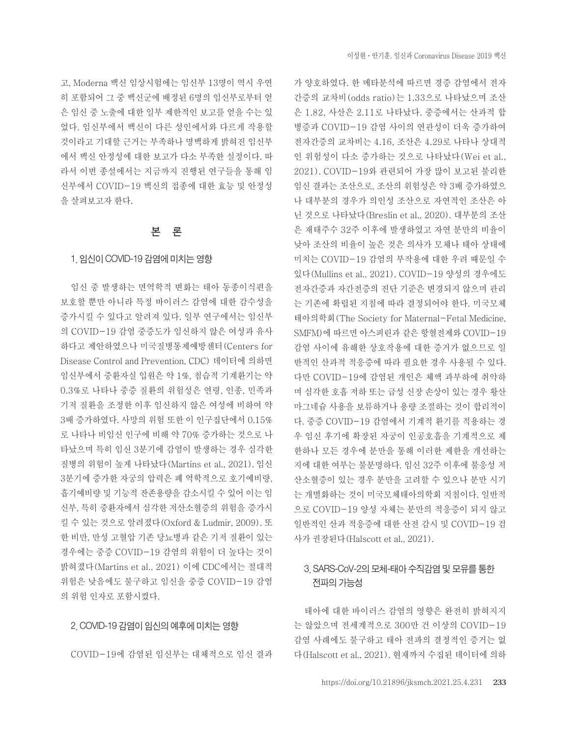고, Moderna 백신 임상시험에는 임신부 13명이 역시 우연히 포함되어 그 중 백신군에 배정된 6명의 임신부로부터 얻은 임신 중 노출에 대한 일부 제한적인 보고를 얻을 수는 있었다. 임신부에서 백신이 다른 성인에서와 다르게 작용할 것이라고 기대할 근거는 부족하나 명백하게 밝혀진 임신부에서 백신 안정성에 대한 보고가 다소 부족한 실정이다. 따라서 이번 종설에서는 지금까지 진행된 연구들을 통해 임신부에서 COVID-19 백신의 접종에 대한 효능 및 안정성을 살펴보고자 한다.

## 본 론

### 1. 임신이 COVID-19 감염에 미치는 영향

임신 중 발생하는 면역학적 변화는 태아 동종이식편을 보호할 뿐만 아니라 특정 바이러스 감염에 대한 감수성을 증가시킬 수 있다고 알려져 있다. 일부 연구에서는 임신부의 COVID-19 감염 중증도가 임신하지 않은 여성과 유사하다고 제안하였으나 미국질병통제예방센터(Centers for Disease Control and Prevention, CDC) 데이터에 의하면 임신부에서 중환자실 입원은 약 1%, 침습적 기계환기는 약 0.3%로 나타나 중증 질환의 위험성은 연령, 인종, 민족과 기저 질환을 조정한 이후 임신하지 않은 여성에 비하여 약 3배 증가하였다. 사망의 위험 또한 이 인구집단에서 0.15%로 나타나 비임신 인구에 비해 약 70% 증가하는 것으로 나타났으며 특히 임신 3분기에 감염이 발생하는 경우 심각한 질병의 위험이 높게 나타났다(Martins et al., 2021). 임신 3분기에 증가한 자궁의 압력은 폐 역학적으로 호기예비량, 흡기예비량 및 기능적 잔존용량을 감소시킬 수 있어 이는 임신부, 특히 중환자에서 심각한 저산소혈증의 위험을 증가시킬 수 있는 것으로 알려졌다(Oxford & Ludmir, 2009). 또한 비만, 만성 고혈압 기존 당뇨병과 같은 기저 질환이 있는 경우에는 중증 COVID-19 감염의 위험이 더 높다는 것이 밝혀졌다(Martins et al., 2021) 이에 CDC에서는 절대적 위험은 낮음에도 불구하고 임신을 중증 COVID-19 감염의 위험 인자로 포함시켰다.

### 2. COVID-19 감염이 임신의 예후에 미치는 영향

COVID-19에 감염된 임신부는 대체적으로 임신 결과가 양호하였다. 한 메타분석에 따르면 경증 감염에서 전자간증의 교차비(odds ratio)는 1.33으로 나타났으며 조산은 1.82, 사산은 2.11로 나타났다. 중증에서는 산과적 합병증과 COVID-19 감염 사이의 연관성이 더욱 증가하여 전자간증의 교차비는 4.16, 조산은 4.29로 나타나 상대적인 위험성이 다소 증가하는 것으로 나타났다(Wei et al., 2021). COVID-19와 관련되어 가장 많이 보고된 불리한 임신 결과는 조산으로, 조산의 위험성은 약 3배 증가하였으나 대부분의 경우가 의인성 조산으로 자연적인 조산은 아닌 것으로 나타났다(Breslin et al., 2020). 대부분의 조산은 재태주수 32주 이후에 발생하였고 자연 분만의 비율이 낮아 조산의 비율이 높은 것은 의사가 모체나 태아 상태에 미치는 COVID-19 감염의 부작용에 대한 우려 때문일 수 있다(Mullins et al., 2021). COVID-19 양성의 경우에도 전자간증과 자간전증의 진단 기준은 변경되지 않으며 관리는 기존에 확립된 지침에 따라 결정되어야 한다. 미국모체태아의학회(The Society for Maternal-Fetal Medicine, SMFM)에 따르면 아스피린과 같은 항혈전제와 COVID-19 감염 사이에 유해한 상호작용에 대한 증거가 없으므로 일반적인 산과적 적응증에 따라 필요한 경우 사용될 수 있다. 다만 COVID-19에 감염된 개인은 체액 과부하에 취약하며 심각한 호흡 저하 또는 급성 신장 손상이 있는 경우 황산마그네슘 사용을 보류하거나 용량 조절하는 것이 합리적이다. 중증 COVID-19 감염에서 기계적 환기를 적용하는 경우 임신 후기에 확장된 자궁이 인공호흡을 기계적으로 제한하나 모든 경우에 분만을 통해 이러한 제한을 개선하는지에 대한 여부는 불분명하다. 임신 32주 이후에 불응성 저산소혈증이 있는 경우 분만을 고려할 수 있으나 분만 시기는 개별화하는 것이 미국모체태아의학회 지침이다. 일반적으로 COVID-19 양성 자체는 분만의 적응증이 되지 않고 일반적인 산과 적응증에 대한 산전 감시 및 COVID-19 검사가 권장된다(Halscott et al., 2021).

### 3. SARS-CoV-2의 모체-태아 수직감염 및 모유를 통한 전파의 가능성

태아에 대한 바이러스 감염의 영향은 완전히 밝혀지지는 않았으며 전세계적으로 300만 건 이상의 COVID-19 감염 사례에도 불구하고 태아 전파의 결정적인 증거는 없다(Halscott et al., 2021). 현재까지 수집된 데이터에 의하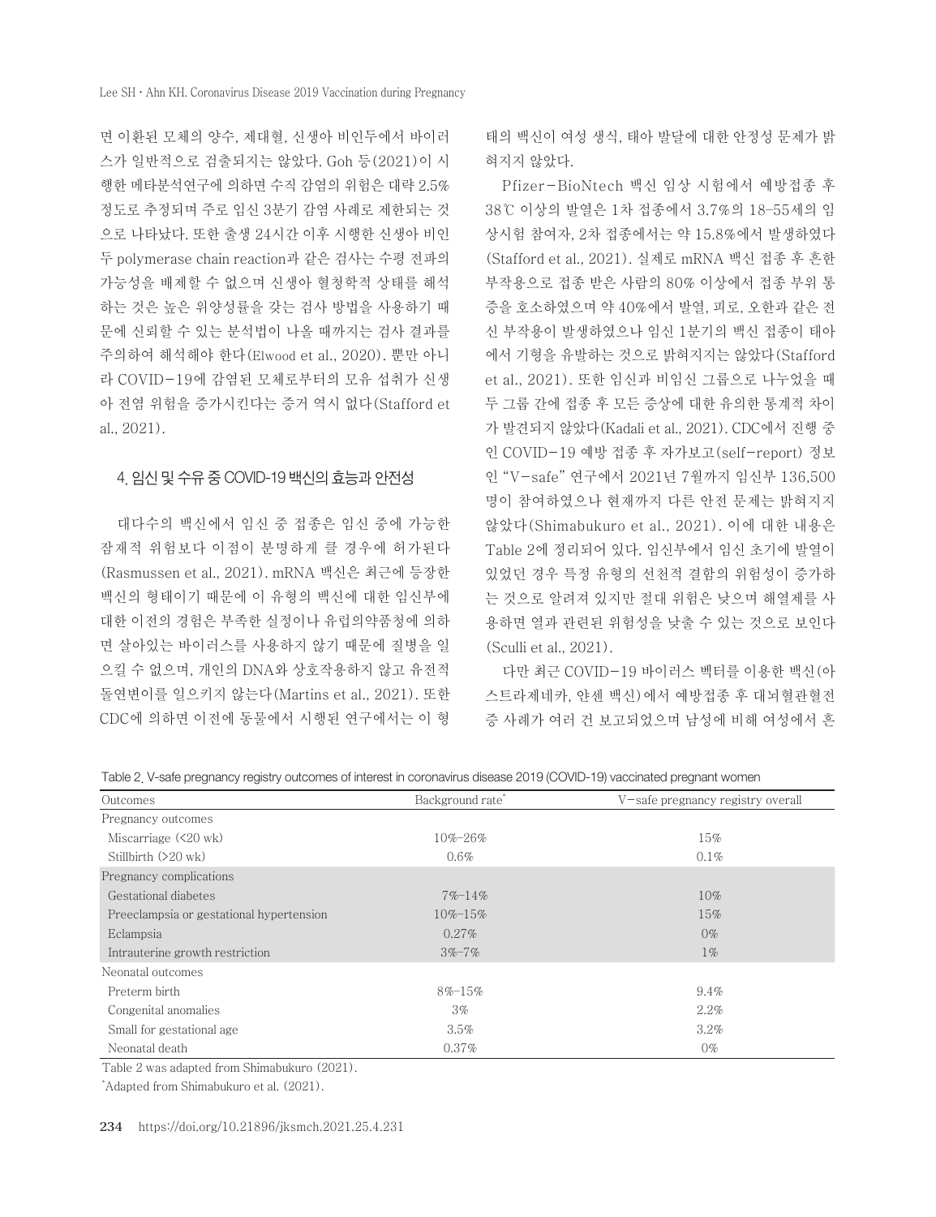면 이환된 모체의 양수, 제대혈, 신생아 비인두에서 바이러스가 일반적으로 검출되지는 않았다. Goh 등(2021)이 시행한 메타분석연구에 의하면 수직 감염의 위험은 대략 2.5% 정도로 추정되며 주로 임신 3분기 감염 사례로 제한되는 것으로 나타났다. 또한 출생 24시간 이후 시행한 신생아 비인두 polymerase chain reaction과 같은 검사는 수평 전파의 가능성을 배제할 수 없으며 신생아 혈청학적 상태를 해석하는 것은 높은 위양성률을 갖는 검사 방법을 사용하기 때문에 신뢰할 수 있는 분석법이 나올 때까지는 검사 결과를 주의하여 해석해야 한다(Elwood et al., 2020). 뿐만 아니라 COVID-19에 감염된 모체로부터의 모유 섭취가 신생아 전염 위험을 증가시킨다는 증거 역시 없다(Stafford et al., 2021).

## 4. 임신 및 수유 중 COVID-19 백신의 효능과 안전성

대다수의 백신에서 임신 중 접종은 임신 중에 가능한 잠재적 위험보다 이점이 분명하게 클 경우에 허가된다(Rasmussen et al., 2021). mRNA 백신은 최근에 등장한 백신의 형태이기 때문에 이 유형의 백신에 대한 임신부에 대한 이전의 경험은 부족한 실정이나 유럽의약품청에 의하면 살아있는 바이러스를 사용하지 않기 때문에 질병을 일으킬 수 없으며, 개인의 DNA와 상호작용하지 않고 유전적 돌연변이를 일으키지 않는다(Martins et al., 2021). 또한 CDC에 의하면 이전에 동물에서 시행된 연구에서는 이 형태의 백신이 여성 생식, 태아 발달에 대한 안정성 문제가 밝혀지지 않았다.

Pfizer-BioNtech 백신 임상 시험에서 예방접종 후 38℃ 이상의 발열은 1차 접종에서 3.7%의 18-55세의 임상시험 참여자, 2차 접종에서는 약 15.8%에서 발생하였다(Stafford et al., 2021). 실제로 mRNA 백신 접종 후 흔한 부작용으로 접종 받은 사람의 80% 이상에서 접종 부위 통증을 호소하였으며 약 40%에서 발열, 피로, 오한과 같은 전신 부작용이 발생하였으나 임신 1분기의 백신 접종이 태아에서 기형을 유발하는 것으로 밝혀지지는 않았다(Stafford et al., 2021). 또한 임신과 비임신 그룹으로 나누었을 때 두 그룹 간에 접종 후 모든 증상에 대한 유의한 통계적 차이가 발견되지 않았다(Kadali et al., 2021). CDC에서 진행 중인 COVID-19 예방 접종 후 자가보고(self-report) 정보인 "V-safe" 연구에서 2021년 7월까지 임신부 136,500명이 참여하였으나 현재까지 다른 안전 문제는 밝혀지지 않았다(Shimabukuro et al., 2021). 이에 대한 내용은 Table 2에 정리되어 있다. 임신부에서 임신 초기에 발열이 있었던 경우 특정 유형의 선천적 결함의 위험성이 증가하는 것으로 알려져 있지만 절대 위험은 낮으며 해열제를 사용하면 열과 관련된 위험성을 낮출 수 있는 것으로 보인다(Sculli et al., 2021).

다만 최근 COVID-19 바이러스 벡터를 이용한 백신(아스트라제네카, 얀센 백신)에서 예방접종 후 대뇌혈관혈전증 사례가 여러 건 보고되었으며 남성에 비해 여성에서 흔

Table 2. V-safe pregnancy registry outcomes of interest in coronavirus disease 2019 (COVID-19) vaccinated pregnant women

| Outcomes | Background rate* | V-safe pregnancy registry overall |
|---|---|---|
| Pregnancy outcomes | | |
| Miscarriage (<20 wk) | 10%-26% | 15% |
| Stillbirth (>20 wk) | 0.6% | 0.1% |
| Pregnancy complications | | |
| Gestational diabetes | 7%-14% | 10% |
| Preeclampsia or gestational hypertension | 10%-15% | 15% |
| Eclampsia | 0.27% | 0% |
| Intrauterine growth restriction | 3%-7% | 1% |
| Neonatal outcomes | | |
| Preterm birth | 8%-15% | 9.4% |
| Congenital anomalies | 3% | 2.2% |
| Small for gestational age | 3.5% | 3.2% |
| Neonatal death | 0.37% | 0% |

Table 2 was adapted from Shimabukuro (2021).

*Adapted from Shimabukuro et al. (2021).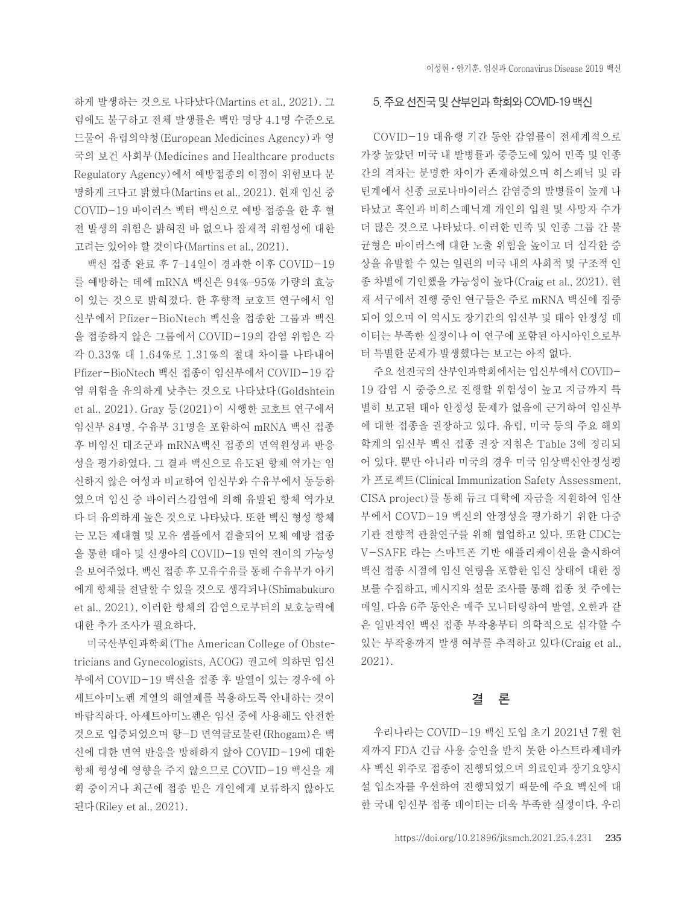하게 발생하는 것으로 나타났다(Martins et al., 2021). 그럼에도 불구하고 전체 발생률은 백만 명당 4.1명 수준으로 드물어 유럽의약청(European Medicines Agency)과 영국의 보건 사회부(Medicines and Healthcare products Regulatory Agency)에서 예방접종의 이점이 위험보다 분명하게 크다고 밝혔다(Martins et al., 2021). 현재 임신 중 COVID-19 바이러스 벡터 백신으로 예방 접종을 한 후 혈전 발생의 위험은 밝혀진 바 없으나 잠재적 위험성에 대한 고려는 있어야 할 것이다(Martins et al., 2021).

백신 접종 완료 후 7-14일이 경과한 이후 COVID-19를 예방하는 데에 mRNA 백신은 94%-95% 가량의 효능이 있는 것으로 밝혀졌다. 한 후향적 코호트 연구에서 임신부에서 Pfizer-BioNtech 백신을 접종한 그룹과 백신을 접종하지 않은 그룹에서 COVID-19의 감염 위험은 각각 0.33% 대 1.64%로 1.31%의 절대 차이를 나타내어 Pfizer-BioNtech 백신 접종이 임신부에서 COVID-19 감염 위험을 유의하게 낮추는 것으로 나타났다(Goldshtein et al., 2021). Gray 등(2021)이 시행한 코호트 연구에서 임신부 84명, 수유부 31명을 포함하여 mRNA 백신 접종 후 비임신 대조군과 mRNA백신 접종의 면역원성과 반응성을 평가하였다. 그 결과 백신으로 유도된 항체 역가는 임신하지 않은 여성과 비교하여 임신부와 수유부에서 동등하였으며 임신 중 바이러스감염에 의해 유발된 항체 역가보다 더 유의하게 높은 것으로 나타났다. 또한 백신 형성 항체는 모든 제대혈 및 모유 샘플에서 검출되어 모체 예방 접종을 통한 태아 및 신생아의 COVID-19 면역 전이의 가능성을 보여주었다. 백신 접종 후 모유수유를 통해 수유부가 아기에게 항체를 전달할 수 있을 것으로 생각되나(Shimabukuro et al., 2021), 이러한 항체의 감염으로부터의 보호능력에 대한 추가 조사가 필요하다.

미국산부인과학회(The American College of Obstetricians and Gynecologists, ACOG) 권고에 의하면 임신부에서 COVID-19 백신을 접종 후 발열이 있는 경우에 아세트아미노펜 계열의 해열제를 복용하도록 안내하는 것이 바람직하다. 아세트아미노펜은 임신 중에 사용해도 안전한 것으로 입증되었으며 항-D 면역글로불린(Rhogam)은 백신에 대한 면역 반응을 방해하지 않아 COVID-19에 대한 항체 형성에 영향을 주지 않으므로 COVID-19 백신을 계획 중이거나 최근에 접종 받은 개인에게 보류하지 않아도 된다(Riley et al., 2021).

### 5. 주요 선진국 및 산부인과 학회와 COVID-19 백신

COVID-19 대유행 기간 동안 감염률이 전세계적으로 가장 높았던 미국 내 발병률과 중증도에 있어 민족 및 인종 간의 격차는 분명한 차이가 존재하였으며 히스패닉 및 라틴계에서 신종 코로나바이러스 감염증의 발병률이 높게 나타났고 흑인과 비히스패닉계 개인의 입원 및 사망자 수가 더 많은 것으로 나타났다. 이러한 민족 및 인종 그룹 간 불균형은 바이러스에 대한 노출 위험을 높이고 더 심각한 증상을 유발할 수 있는 일련의 미국 내의 사회적 및 구조적 인종 차별에 기인했을 가능성이 높다(Craig et al., 2021). 현재 서구에서 진행 중인 연구들은 주로 mRNA 백신에 집중되어 있으며 이 역시도 장기간의 임신부 및 태아 안정성 데이터는 부족한 실정이나 이 연구에 포함된 아시아인으로부터 특별한 문제가 발생했다는 보고는 아직 없다.

주요 선진국의 산부인과학회에서는 임신부에서 COVID-19 감염 시 중증으로 진행할 위험성이 높고 지금까지 특별히 보고된 태아 안정성 문제가 없음에 근거하여 임신부에 대한 접종을 권장하고 있다. 유럽, 미국 등의 주요 해외 학계의 임신부 백신 접종 권장 지침은 Table 3에 정리되어 있다. 뿐만 아니라 미국의 경우 미국 임상백신안정성평가 프로젝트(Clinical Immunization Safety Assessment, CISA project)를 통해 듀크 대학에 자금을 지원하여 임산부에서 COVD-19 백신의 안정성을 평가하기 위한 다중기관 전향적 관찰연구를 위해 협업하고 있다. 또한 CDC는 V-SAFE 라는 스마트폰 기반 애플리케이션을 출시하여 백신 접종 시점에 임신 연령을 포함한 임신 상태에 대한 정보를 수집하고, 메시지와 설문 조사를 통해 접종 첫 주에는 매일, 다음 6주 동안은 매주 모니터링하여 발열, 오한과 같은 일반적인 백신 접종 부작용부터 의학적으로 심각할 수 있는 부작용까지 발생 여부를 추적하고 있다(Craig et al., 2021).

## 결 론

우리나라는 COVID-19 백신 도입 초기 2021년 7월 현재까지 FDA 긴급 사용 승인을 받지 못한 아스트라제네카사 백신 위주로 접종이 진행되었으며 의료인과 장기요양시설 입소자를 우선하여 진행되었기 때문에 주요 백신에 대한 국내 임신부 접종 데이터는 더욱 부족한 실정이다. 우리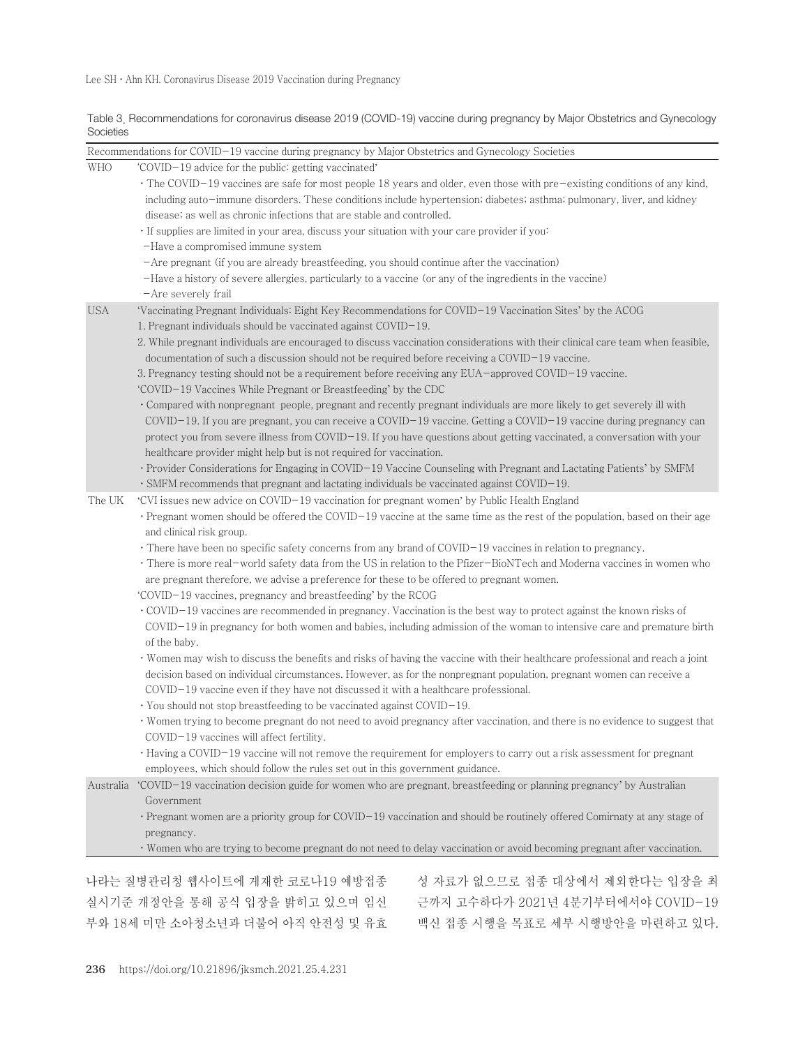Table 3. Recommendations for coronavirus disease 2019 (COVID-19) vaccine during pregnancy by Major Obstetrics and Gynecology Societies

| Recommendations for COVID−19 vaccine during pregnancy by Major Obstetrics and Gynecology Societies | |
|---|---|
| WHO | 'COVID−19 advice for the public: getting vaccinated'<br>· The COVID−19 vaccines are safe for most people 18 years and older, even those with pre−existing conditions of any kind, including auto−immune disorders. These conditions include hypertension; diabetes; asthma; pulmonary, liver, and kidney disease; as well as chronic infections that are stable and controlled.<br>· If supplies are limited in your area, discuss your situation with your care provider if you:<br>−Have a compromised immune system<br>−Are pregnant (if you are already breastfeeding, you should continue after the vaccination)<br>−Have a history of severe allergies, particularly to a vaccine (or any of the ingredients in the vaccine)<br>−Are severely frail |
| USA | 'Vaccinating Pregnant Individuals: Eight Key Recommendations for COVID−19 Vaccination Sites' by the ACOG<br>1. Pregnant individuals should be vaccinated against COVID−19.<br>2. While pregnant individuals are encouraged to discuss vaccination considerations with their clinical care team when feasible, documentation of such a discussion should not be required before receiving a COVID−19 vaccine.<br>3. Pregnancy testing should not be a requirement before receiving any EUA−approved COVID−19 vaccine.<br>'COVID−19 Vaccines While Pregnant or Breastfeeding' by the CDC<br>· Compared with nonpregnant people, pregnant and recently pregnant individuals are more likely to get severely ill with COVID−19. If you are pregnant, you can receive a COVID−19 vaccine. Getting a COVID−19 vaccine during pregnancy can protect you from severe illness from COVID−19. If you have questions about getting vaccinated, a conversation with your healthcare provider might help but is not required for vaccination.<br>· Provider Considerations for Engaging in COVID−19 Vaccine Counseling with Pregnant and Lactating Patients' by SMFM<br>· SMFM recommends that pregnant and lactating individuals be vaccinated against COVID−19. |
| The UK | 'CVI issues new advice on COVID−19 vaccination for pregnant women' by Public Health England<br>· Pregnant women should be offered the COVID−19 vaccine at the same time as the rest of the population, based on their age and clinical risk group.<br>· There have been no specific safety concerns from any brand of COVID−19 vaccines in relation to pregnancy.<br>· There is more real−world safety data from the US in relation to the Pfizer−BioNTech and Moderna vaccines in women who are pregnant therefore, we advise a preference for these to be offered to pregnant women.<br>'COVID−19 vaccines, pregnancy and breastfeeding' by the RCOG<br>· COVID−19 vaccines are recommended in pregnancy. Vaccination is the best way to protect against the known risks of COVID−19 in pregnancy for both women and babies, including admission of the woman to intensive care and premature birth of the baby.<br>· Women may wish to discuss the benefits and risks of having the vaccine with their healthcare professional and reach a joint decision based on individual circumstances. However, as for the nonpregnant population, pregnant women can receive a COVID−19 vaccine even if they have not discussed it with a healthcare professional.<br>· You should not stop breastfeeding to be vaccinated against COVID−19.<br>· Women trying to become pregnant do not need to avoid pregnancy after vaccination, and there is no evidence to suggest that COVID−19 vaccines will affect fertility.<br>· Having a COVID−19 vaccine will not remove the requirement for employers to carry out a risk assessment for pregnant employees, which should follow the rules set out in this government guidance. |
| Australia | 'COVID−19 vaccination decision guide for women who are pregnant, breastfeeding or planning pregnancy' by Australian Government<br>· Pregnant women are a priority group for COVID−19 vaccination and should be routinely offered Comirnaty at any stage of pregnancy.<br>· Women who are trying to become pregnant do not need to delay vaccination or avoid becoming pregnant after vaccination. |

나라는 질병관리청 웹사이트에 게재한 코로나19 예방접종 실시기준 개정안을 통해 공식 입장을 밝히고 있으며 임신부와 18세 미만 소아청소년과 더불어 아직 안전성 및 유효성 자료가 없으므로 접종 대상에서 제외한다는 입장을 최근까지 고수하다가 2021년 4분기부터에서야 COVID−19 백신 접종 시행을 목표로 세부 시행방안을 마련하고 있다.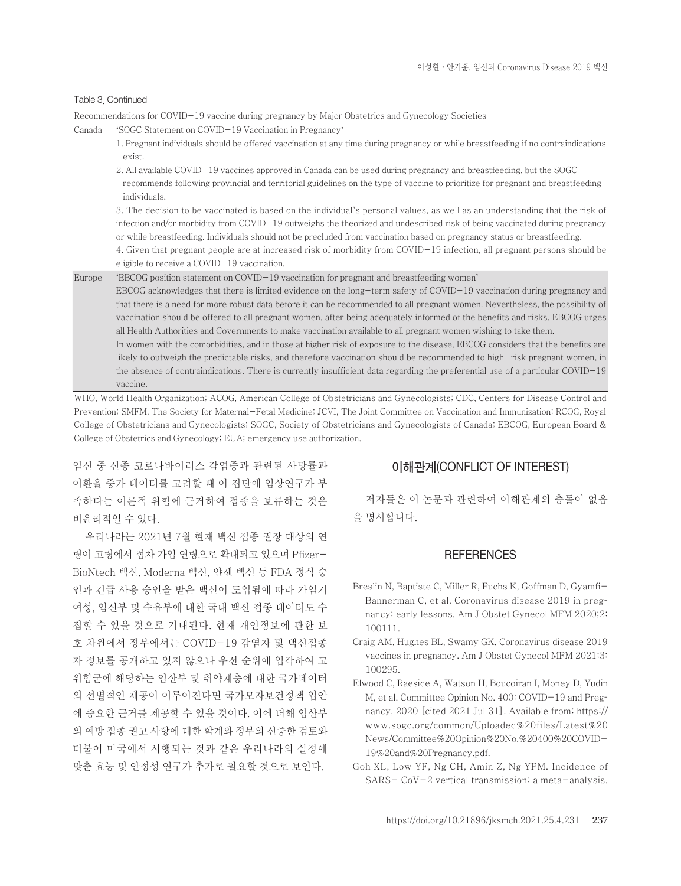Table 3. Continued

| Recommendations for COVID−19 vaccine during pregnancy by Major Obstetrics and Gynecology Societies | |
|---|---|
| Canada | 'SOGC Statement on COVID−19 Vaccination in Pregnancy'<br>1. Pregnant individuals should be offered vaccination at any time during pregnancy or while breastfeeding if no contraindications exist.<br>2. All available COVID−19 vaccines approved in Canada can be used during pregnancy and breastfeeding, but the SOGC recommends following provincial and territorial guidelines on the type of vaccine to prioritize for pregnant and breastfeeding individuals.<br>3. The decision to be vaccinated is based on the individual's personal values, as well as an understanding that the risk of infection and/or morbidity from COVID−19 outweighs the theorized and undescribed risk of being vaccinated during pregnancy or while breastfeeding. Individuals should not be precluded from vaccination based on pregnancy status or breastfeeding.<br>4. Given that pregnant people are at increased risk of morbidity from COVID−19 infection, all pregnant persons should be eligible to receive a COVID−19 vaccination. |
| Europe | 'EBCOG position statement on COVID−19 vaccination for pregnant and breastfeeding women'<br>EBCOG acknowledges that there is limited evidence on the long−term safety of COVID−19 vaccination during pregnancy and that there is a need for more robust data before it can be recommended to all pregnant women. Nevertheless, the possibility of vaccination should be offered to all pregnant women, after being adequately informed of the benefits and risks. EBCOG urges all Health Authorities and Governments to make vaccination available to all pregnant women wishing to take them.<br>In women with the comorbidities, and in those at higher risk of exposure to the disease, EBCOG considers that the benefits are likely to outweigh the predictable risks, and therefore vaccination should be recommended to high−risk pregnant women, in the absence of contraindications. There is currently insufficient data regarding the preferential use of a particular COVID−19 vaccine. |

WHO, World Health Organization; ACOG, American College of Obstetricians and Gynecologists; CDC, Centers for Disease Control and Prevention; SMFM, The Society for Maternal−Fetal Medicine; JCVI, The Joint Committee on Vaccination and Immunization; RCOG, Royal College of Obstetricians and Gynecologists; SOGC, Society of Obstetricians and Gynecologists of Canada; EBCOG, European Board & College of Obstetrics and Gynecology; EUA; emergency use authorization.

임신 중 신종 코로나바이러스 감염증과 관련된 사망률과 이환율 증가 데이터를 고려할 때 이 집단에 임상연구가 부족하다는 이론적 위험에 근거하여 접종을 보류하는 것은 비윤리적일 수 있다.

우리나라는 2021년 7월 현재 백신 접종 권장 대상의 연령이 고령에서 점차 가임 연령으로 확대되고 있으며 Pfizer−BioNtech 백신, Moderna 백신, 얀센 백신 등 FDA 정식 승인과 긴급 사용 승인을 받은 백신이 도입됨에 따라 가임기 여성, 임신부 및 수유부에 대한 국내 백신 접종 데이터도 수집할 수 있을 것으로 기대된다. 현재 개인정보에 관한 보호 차원에서 정부에서는 COVID−19 감염자 및 백신접종자 정보를 공개하고 있지 않으나 우선 순위에 입각하여 고위험군에 해당하는 임산부 및 취약계층에 대한 국가데이터의 선별적인 제공이 이루어진다면 국가모자보건정책 입안에 중요한 근거를 제공할 수 있을 것이다. 이에 더해 임산부의 예방 접종 권고 사항에 대한 학계와 정부의 신중한 검토와 더불어 미국에서 시행되는 것과 같은 우리나라의 실정에 맞춘 효능 및 안정성 연구가 추가로 필요할 것으로 보인다.

## 이해관계(CONFLICT OF INTEREST)

저자들은 이 논문과 관련하여 이해관계의 충돌이 없음을 명시합니다.

## REFERENCES

Breslin N, Baptiste C, Miller R, Fuchs K, Goffman D, Gyamfi−Bannerman C, et al. Coronavirus disease 2019 in pregnancy: early lessons. Am J Obstet Gynecol MFM 2020;2:100111.

Craig AM, Hughes BL, Swamy GK. Coronavirus disease 2019 vaccines in pregnancy. Am J Obstet Gynecol MFM 2021;3:100295.

Elwood C, Raeside A, Watson H, Boucoiran I, Money D, Yudin M, et al. Committee Opinion No. 400: COVID−19 and Pregnancy, 2020 [cited 2021 Jul 31]. Available from: https://www.sogc.org/common/Uploaded%20files/Latest%20News/Committee%20Opinion%20No.%20400%20COVID−19%20and%20Pregnancy.pdf.

Goh XL, Low YF, Ng CH, Amin Z, Ng YPM. Incidence of SARS− CoV−2 vertical transmission: a meta−analysis.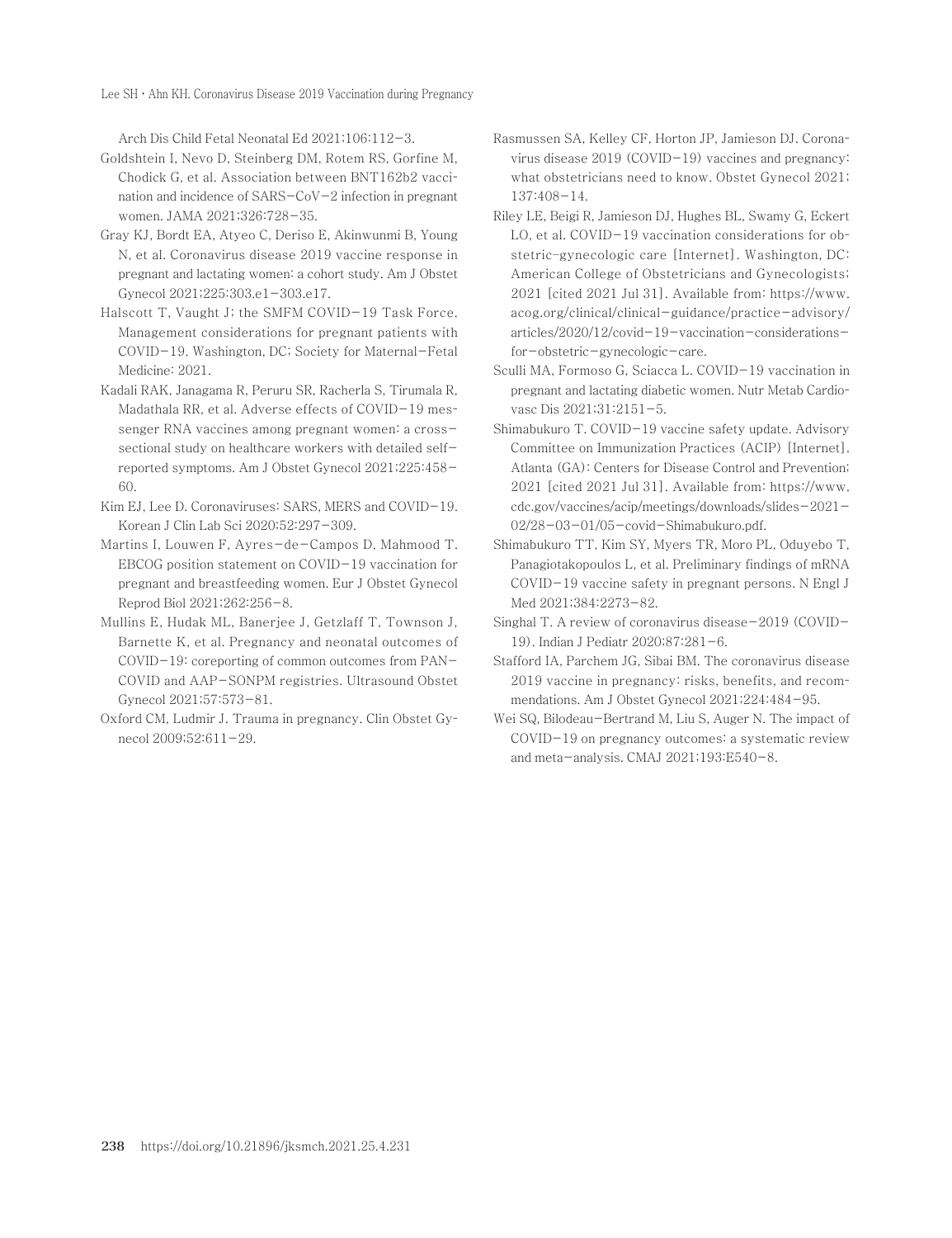Arch Dis Child Fetal Neonatal Ed 2021;106:112–3.

Goldshtein I, Nevo D, Steinberg DM, Rotem RS, Gorfine M, Chodick G, et al. Association between BNT162b2 vaccination and incidence of SARS–CoV–2 infection in pregnant women. JAMA 2021;326:728–35.

Gray KJ, Bordt EA, Atyeo C, Deriso E, Akinwunmi B, Young N, et al. Coronavirus disease 2019 vaccine response in pregnant and lactating women: a cohort study. Am J Obstet Gynecol 2021;225:303.e1–303.e17.

Halscott T, Vaught J; the SMFM COVID–19 Task Force. Management considerations for pregnant patients with COVID–19. Washington, DC; Society for Maternal–Fetal Medicine: 2021.

Kadali RAK, Janagama R, Peruru SR, Racherla S, Tirumala R, Madathala RR, et al. Adverse effects of COVID–19 messenger RNA vaccines among pregnant women: a cross–sectional study on healthcare workers with detailed self–reported symptoms. Am J Obstet Gynecol 2021;225:458–60.

Kim EJ, Lee D. Coronaviruses: SARS, MERS and COVID–19. Korean J Clin Lab Sci 2020;52:297–309.

Martins I, Louwen F, Ayres–de–Campos D, Mahmood T. EBCOG position statement on COVID–19 vaccination for pregnant and breastfeeding women. Eur J Obstet Gynecol Reprod Biol 2021;262:256–8.

Mullins E, Hudak ML, Banerjee J, Getzlaff T, Townson J, Barnette K, et al. Pregnancy and neonatal outcomes of COVID–19: coreporting of common outcomes from PAN–COVID and AAP–SONPM registries. Ultrasound Obstet Gynecol 2021;57:573–81.

Oxford CM, Ludmir J. Trauma in pregnancy. Clin Obstet Gynecol 2009;52:611–29.

Rasmussen SA, Kelley CF, Horton JP, Jamieson DJ. Coronavirus disease 2019 (COVID–19) vaccines and pregnancy: what obstetricians need to know. Obstet Gynecol 2021;137:408–14.

Riley LE, Beigi R, Jamieson DJ, Hughes BL, Swamy G, Eckert LO, et al. COVID–19 vaccination considerations for obstetric–gynecologic care [Internet]. Washington, DC: American College of Obstetricians and Gynecologists; 2021 [cited 2021 Jul 31]. Available from: https://www.acog.org/clinical/clinical–guidance/practice–advisory/articles/2020/12/covid–19–vaccination–considerations–for–obstetric–gynecologic–care.

Sculli MA, Formoso G, Sciacca L. COVID–19 vaccination in pregnant and lactating diabetic women. Nutr Metab Cardiovasc Dis 2021;31:2151–5.

Shimabukuro T. COVID–19 vaccine safety update. Advisory Committee on Immunization Practices (ACIP) [Internet]. Atlanta (GA): Centers for Disease Control and Prevention; 2021 [cited 2021 Jul 31]. Available from: https://www.cdc.gov/vaccines/acip/meetings/downloads/slides–2021–02/28–03–01/05–covid–Shimabukuro.pdf.

Shimabukuro TT, Kim SY, Myers TR, Moro PL, Oduyebo T, Panagiotakopoulos L, et al. Preliminary findings of mRNA COVID–19 vaccine safety in pregnant persons. N Engl J Med 2021;384:2273–82.

Singhal T. A review of coronavirus disease–2019 (COVID–19). Indian J Pediatr 2020;87:281–6.

Stafford IA, Parchem JG, Sibai BM. The coronavirus disease 2019 vaccine in pregnancy: risks, benefits, and recommendations. Am J Obstet Gynecol 2021;224:484–95.

Wei SQ, Bilodeau–Bertrand M, Liu S, Auger N. The impact of COVID–19 on pregnancy outcomes: a systematic review and meta–analysis. CMAJ 2021;193:E540–8.